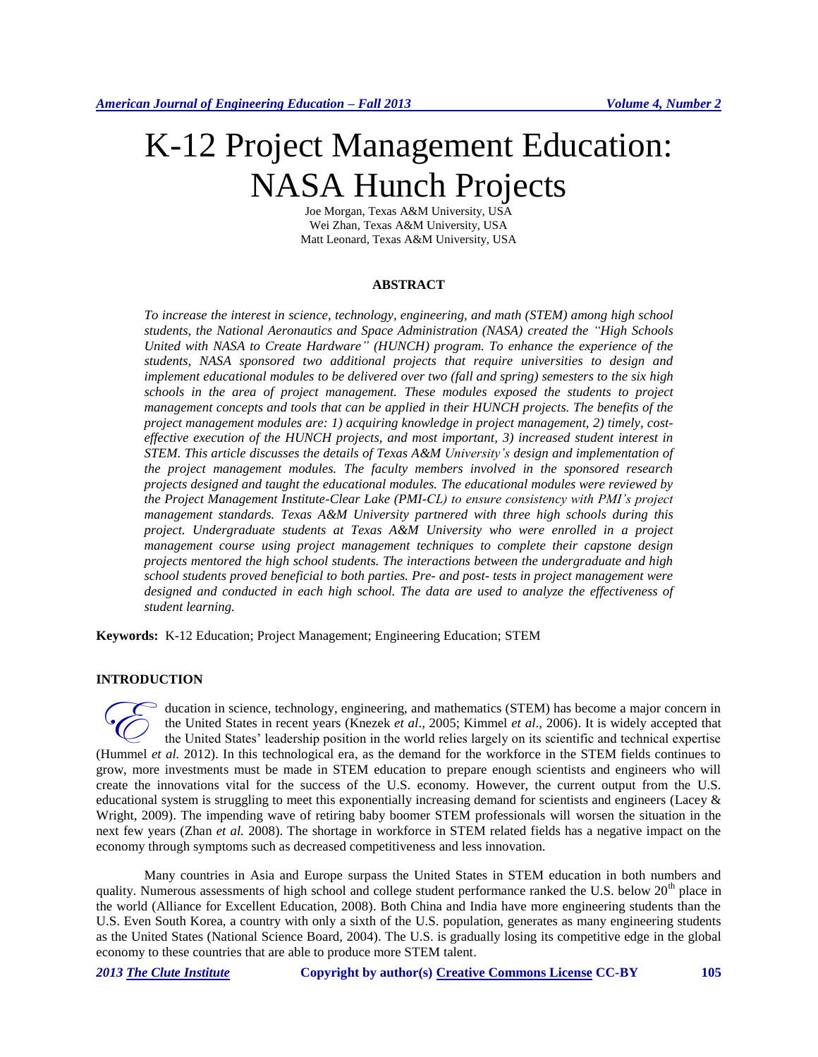# K-12 Project Management Education: NASA Hunch Projects

Joe Morgan, Texas A&M University, USA
Wei Zhan, Texas A&M University, USA
Matt Leonard, Texas A&M University, USA

## ABSTRACT

*To increase the interest in science, technology, engineering, and math (STEM) among high school students, the National Aeronautics and Space Administration (NASA) created the "High Schools United with NASA to Create Hardware" (HUNCH) program. To enhance the experience of the students, NASA sponsored two additional projects that require universities to design and implement educational modules to be delivered over two (fall and spring) semesters to the six high schools in the area of project management. These modules exposed the students to project management concepts and tools that can be applied in their HUNCH projects. The benefits of the project management modules are: 1) acquiring knowledge in project management, 2) timely, cost-effective execution of the HUNCH projects, and most important, 3) increased student interest in STEM. This article discusses the details of Texas A&M University's design and implementation of the project management modules. The faculty members involved in the sponsored research projects designed and taught the educational modules. The educational modules were reviewed by the Project Management Institute-Clear Lake (PMI-CL) to ensure consistency with PMI's project management standards. Texas A&M University partnered with three high schools during this project. Undergraduate students at Texas A&M University who were enrolled in a project management course using project management techniques to complete their capstone design projects mentored the high school students. The interactions between the undergraduate and high school students proved beneficial to both parties. Pre- and post- tests in project management were designed and conducted in each high school. The data are used to analyze the effectiveness of student learning.*

**Keywords:** K-12 Education; Project Management; Engineering Education; STEM

## INTRODUCTION

Education in science, technology, engineering, and mathematics (STEM) has become a major concern in the United States in recent years (Knezek *et al*., 2005; Kimmel *et al*., 2006). It is widely accepted that the United States' leadership position in the world relies largely on its scientific and technical expertise (Hummel *et al.* 2012). In this technological era, as the demand for the workforce in the STEM fields continues to grow, more investments must be made in STEM education to prepare enough scientists and engineers who will create the innovations vital for the success of the U.S. economy. However, the current output from the U.S. educational system is struggling to meet this exponentially increasing demand for scientists and engineers (Lacey & Wright, 2009). The impending wave of retiring baby boomer STEM professionals will worsen the situation in the next few years (Zhan *et al.* 2008). The shortage in workforce in STEM related fields has a negative impact on the economy through symptoms such as decreased competitiveness and less innovation.

Many countries in Asia and Europe surpass the United States in STEM education in both numbers and quality. Numerous assessments of high school and college student performance ranked the U.S. below 20th place in the world (Alliance for Excellent Education, 2008). Both China and India have more engineering students than the U.S. Even South Korea, a country with only a sixth of the U.S. population, generates as many engineering students as the United States (National Science Board, 2004). The U.S. is gradually losing its competitive edge in the global economy to these countries that are able to produce more STEM talent.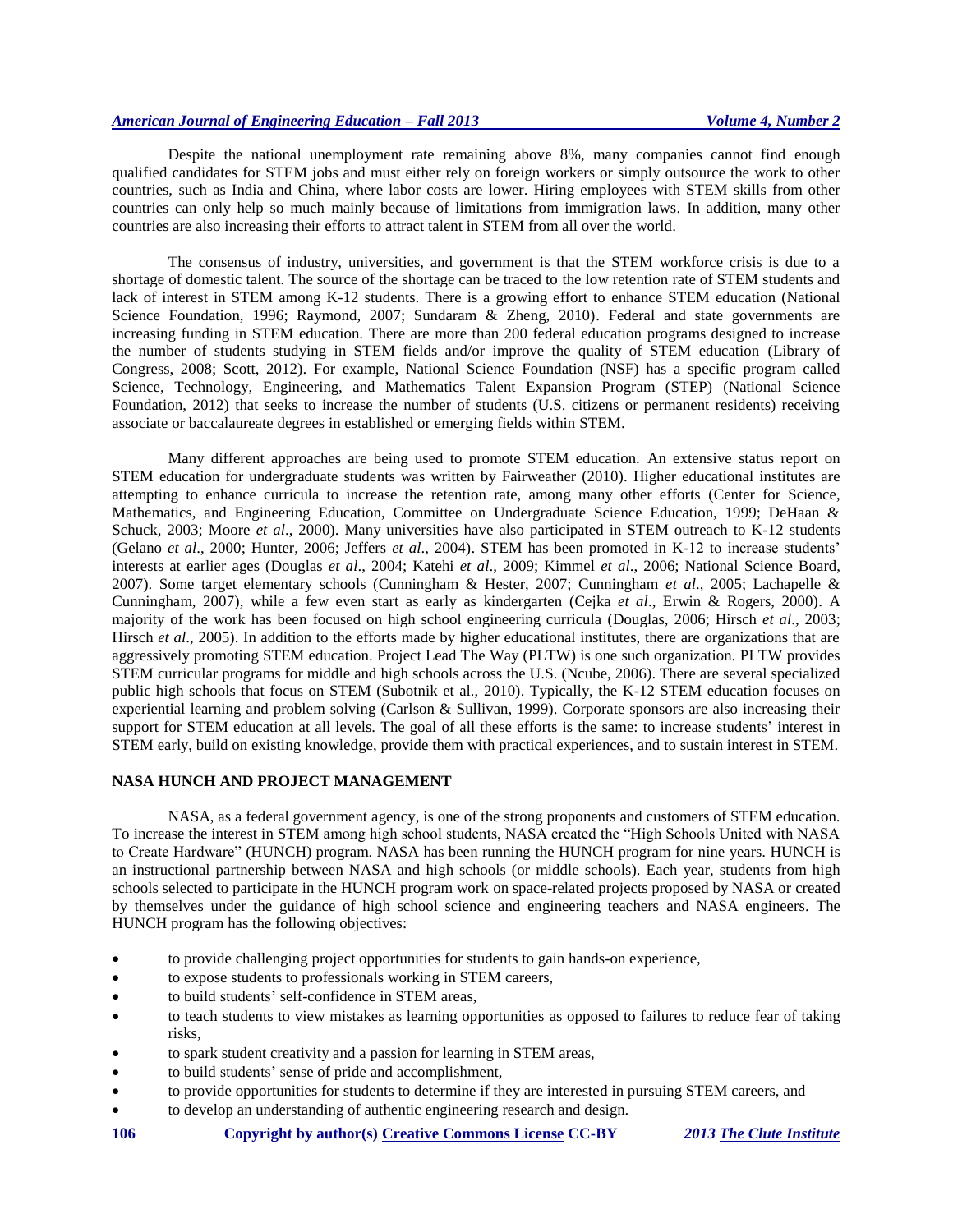Despite the national unemployment rate remaining above 8%, many companies cannot find enough qualified candidates for STEM jobs and must either rely on foreign workers or simply outsource the work to other countries, such as India and China, where labor costs are lower. Hiring employees with STEM skills from other countries can only help so much mainly because of limitations from immigration laws. In addition, many other countries are also increasing their efforts to attract talent in STEM from all over the world.

The consensus of industry, universities, and government is that the STEM workforce crisis is due to a shortage of domestic talent. The source of the shortage can be traced to the low retention rate of STEM students and lack of interest in STEM among K-12 students. There is a growing effort to enhance STEM education (National Science Foundation, 1996; Raymond, 2007; Sundaram & Zheng, 2010). Federal and state governments are increasing funding in STEM education. There are more than 200 federal education programs designed to increase the number of students studying in STEM fields and/or improve the quality of STEM education (Library of Congress, 2008; Scott, 2012). For example, National Science Foundation (NSF) has a specific program called Science, Technology, Engineering, and Mathematics Talent Expansion Program (STEP) (National Science Foundation, 2012) that seeks to increase the number of students (U.S. citizens or permanent residents) receiving associate or baccalaureate degrees in established or emerging fields within STEM.

Many different approaches are being used to promote STEM education. An extensive status report on STEM education for undergraduate students was written by Fairweather (2010). Higher educational institutes are attempting to enhance curricula to increase the retention rate, among many other efforts (Center for Science, Mathematics, and Engineering Education, Committee on Undergraduate Science Education, 1999; DeHaan & Schuck, 2003; Moore *et al*., 2000). Many universities have also participated in STEM outreach to K-12 students (Gelano *et al*., 2000; Hunter, 2006; Jeffers *et al*., 2004). STEM has been promoted in K-12 to increase students' interests at earlier ages (Douglas *et al*., 2004; Katehi *et al*., 2009; Kimmel *et al*., 2006; National Science Board, 2007). Some target elementary schools (Cunningham & Hester, 2007; Cunningham *et al*., 2005; Lachapelle & Cunningham, 2007), while a few even start as early as kindergarten (Cejka *et al*., Erwin & Rogers, 2000). A majority of the work has been focused on high school engineering curricula (Douglas, 2006; Hirsch *et al*., 2003; Hirsch *et al*., 2005). In addition to the efforts made by higher educational institutes, there are organizations that are aggressively promoting STEM education. Project Lead The Way (PLTW) is one such organization. PLTW provides STEM curricular programs for middle and high schools across the U.S. (Ncube, 2006). There are several specialized public high schools that focus on STEM (Subotnik et al., 2010). Typically, the K-12 STEM education focuses on experiential learning and problem solving (Carlson & Sullivan, 1999). Corporate sponsors are also increasing their support for STEM education at all levels. The goal of all these efforts is the same: to increase students' interest in STEM early, build on existing knowledge, provide them with practical experiences, and to sustain interest in STEM.

## NASA HUNCH AND PROJECT MANAGEMENT

NASA, as a federal government agency, is one of the strong proponents and customers of STEM education. To increase the interest in STEM among high school students, NASA created the "High Schools United with NASA to Create Hardware" (HUNCH) program. NASA has been running the HUNCH program for nine years. HUNCH is an instructional partnership between NASA and high schools (or middle schools). Each year, students from high schools selected to participate in the HUNCH program work on space-related projects proposed by NASA or created by themselves under the guidance of high school science and engineering teachers and NASA engineers. The HUNCH program has the following objectives:

- to provide challenging project opportunities for students to gain hands-on experience,
- to expose students to professionals working in STEM careers,
- to build students' self-confidence in STEM areas,
- to teach students to view mistakes as learning opportunities as opposed to failures to reduce fear of taking risks,
- to spark student creativity and a passion for learning in STEM areas,
- to build students' sense of pride and accomplishment,
- to provide opportunities for students to determine if they are interested in pursuing STEM careers, and
- to develop an understanding of authentic engineering research and design.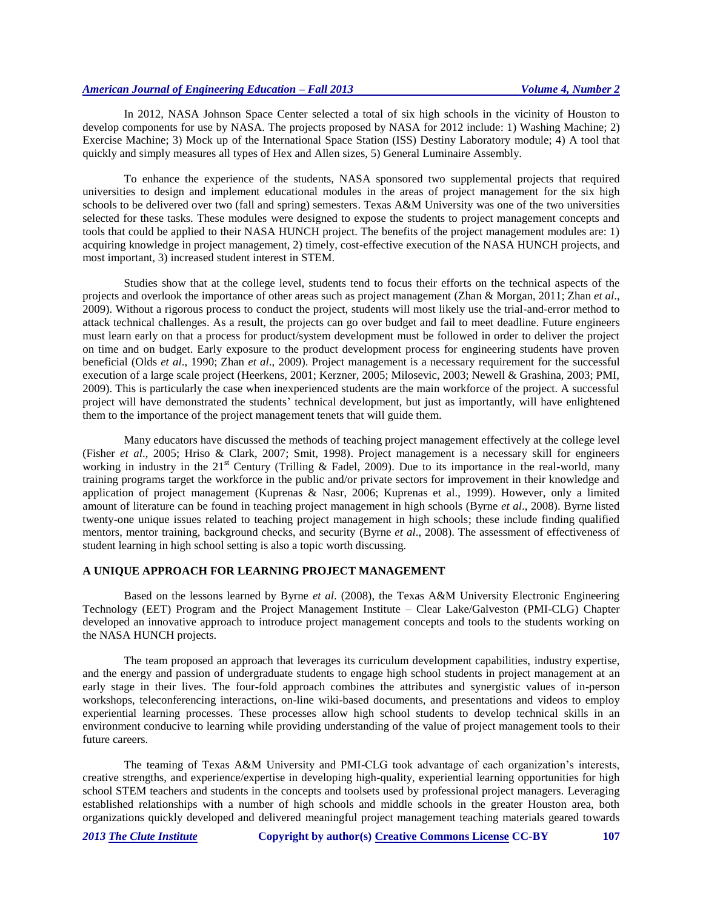In 2012, NASA Johnson Space Center selected a total of six high schools in the vicinity of Houston to develop components for use by NASA. The projects proposed by NASA for 2012 include: 1) Washing Machine; 2) Exercise Machine; 3) Mock up of the International Space Station (ISS) Destiny Laboratory module; 4) A tool that quickly and simply measures all types of Hex and Allen sizes, 5) General Luminaire Assembly.

To enhance the experience of the students, NASA sponsored two supplemental projects that required universities to design and implement educational modules in the areas of project management for the six high schools to be delivered over two (fall and spring) semesters. Texas A&M University was one of the two universities selected for these tasks. These modules were designed to expose the students to project management concepts and tools that could be applied to their NASA HUNCH project. The benefits of the project management modules are: 1) acquiring knowledge in project management, 2) timely, cost-effective execution of the NASA HUNCH projects, and most important, 3) increased student interest in STEM.

Studies show that at the college level, students tend to focus their efforts on the technical aspects of the projects and overlook the importance of other areas such as project management (Zhan & Morgan, 2011; Zhan *et al*., 2009). Without a rigorous process to conduct the project, students will most likely use the trial-and-error method to attack technical challenges. As a result, the projects can go over budget and fail to meet deadline. Future engineers must learn early on that a process for product/system development must be followed in order to deliver the project on time and on budget. Early exposure to the product development process for engineering students have proven beneficial (Olds *et al*., 1990; Zhan *et al*., 2009). Project management is a necessary requirement for the successful execution of a large scale project (Heerkens, 2001; Kerzner, 2005; Milosevic, 2003; Newell & Grashina, 2003; PMI, 2009). This is particularly the case when inexperienced students are the main workforce of the project. A successful project will have demonstrated the students' technical development, but just as importantly, will have enlightened them to the importance of the project management tenets that will guide them.

Many educators have discussed the methods of teaching project management effectively at the college level (Fisher *et al*., 2005; Hriso & Clark, 2007; Smit, 1998). Project management is a necessary skill for engineers working in industry in the 21st Century (Trilling & Fadel, 2009). Due to its importance in the real-world, many training programs target the workforce in the public and/or private sectors for improvement in their knowledge and application of project management (Kuprenas & Nasr, 2006; Kuprenas et al., 1999). However, only a limited amount of literature can be found in teaching project management in high schools (Byrne *et al*., 2008). Byrne listed twenty-one unique issues related to teaching project management in high schools; these include finding qualified mentors, mentor training, background checks, and security (Byrne *et al*., 2008). The assessment of effectiveness of student learning in high school setting is also a topic worth discussing.

## A UNIQUE APPROACH FOR LEARNING PROJECT MANAGEMENT

Based on the lessons learned by Byrne *et al*. (2008), the Texas A&M University Electronic Engineering Technology (EET) Program and the Project Management Institute – Clear Lake/Galveston (PMI-CLG) Chapter developed an innovative approach to introduce project management concepts and tools to the students working on the NASA HUNCH projects.

The team proposed an approach that leverages its curriculum development capabilities, industry expertise, and the energy and passion of undergraduate students to engage high school students in project management at an early stage in their lives. The four-fold approach combines the attributes and synergistic values of in-person workshops, teleconferencing interactions, on-line wiki-based documents, and presentations and videos to employ experiential learning processes. These processes allow high school students to develop technical skills in an environment conducive to learning while providing understanding of the value of project management tools to their future careers.

The teaming of Texas A&M University and PMI-CLG took advantage of each organization's interests, creative strengths, and experience/expertise in developing high-quality, experiential learning opportunities for high school STEM teachers and students in the concepts and toolsets used by professional project managers. Leveraging established relationships with a number of high schools and middle schools in the greater Houston area, both organizations quickly developed and delivered meaningful project management teaching materials geared towards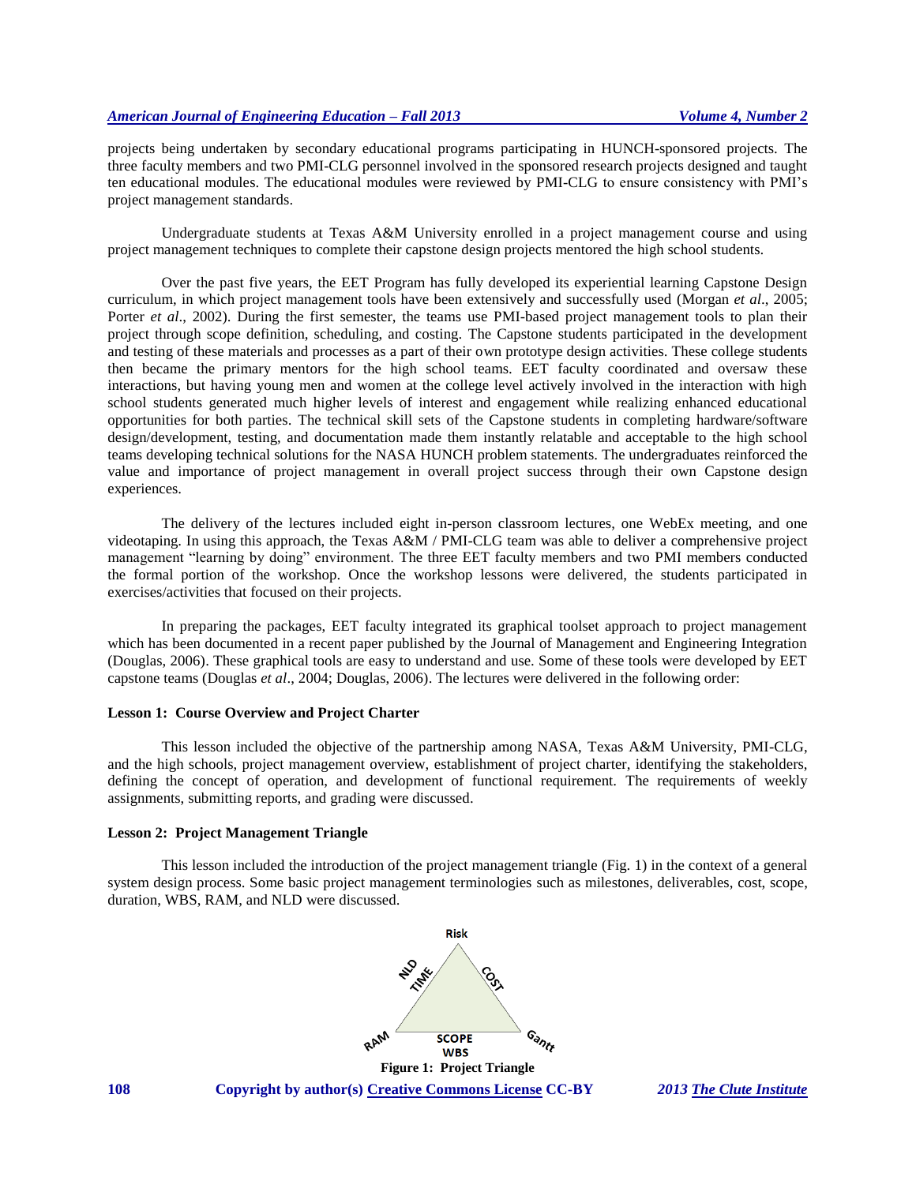projects being undertaken by secondary educational programs participating in HUNCH-sponsored projects. The three faculty members and two PMI-CLG personnel involved in the sponsored research projects designed and taught ten educational modules. The educational modules were reviewed by PMI-CLG to ensure consistency with PMI's project management standards.

Undergraduate students at Texas A&M University enrolled in a project management course and using project management techniques to complete their capstone design projects mentored the high school students.

Over the past five years, the EET Program has fully developed its experiential learning Capstone Design curriculum, in which project management tools have been extensively and successfully used (Morgan *et al*., 2005; Porter *et al*., 2002). During the first semester, the teams use PMI-based project management tools to plan their project through scope definition, scheduling, and costing. The Capstone students participated in the development and testing of these materials and processes as a part of their own prototype design activities. These college students then became the primary mentors for the high school teams. EET faculty coordinated and oversaw these interactions, but having young men and women at the college level actively involved in the interaction with high school students generated much higher levels of interest and engagement while realizing enhanced educational opportunities for both parties. The technical skill sets of the Capstone students in completing hardware/software design/development, testing, and documentation made them instantly relatable and acceptable to the high school teams developing technical solutions for the NASA HUNCH problem statements. The undergraduates reinforced the value and importance of project management in overall project success through their own Capstone design experiences.

The delivery of the lectures included eight in-person classroom lectures, one WebEx meeting, and one videotaping. In using this approach, the Texas A&M / PMI-CLG team was able to deliver a comprehensive project management "learning by doing" environment. The three EET faculty members and two PMI members conducted the formal portion of the workshop. Once the workshop lessons were delivered, the students participated in exercises/activities that focused on their projects.

In preparing the packages, EET faculty integrated its graphical toolset approach to project management which has been documented in a recent paper published by the Journal of Management and Engineering Integration (Douglas, 2006). These graphical tools are easy to understand and use. Some of these tools were developed by EET capstone teams (Douglas *et al*., 2004; Douglas, 2006). The lectures were delivered in the following order:

**Lesson 1: Course Overview and Project Charter**

This lesson included the objective of the partnership among NASA, Texas A&M University, PMI-CLG, and the high schools, project management overview, establishment of project charter, identifying the stakeholders, defining the concept of operation, and development of functional requirement. The requirements of weekly assignments, submitting reports, and grading were discussed.

**Lesson 2: Project Management Triangle**

This lesson included the introduction of the project management triangle (Fig. 1) in the context of a general system design process. Some basic project management terminologies such as milestones, deliverables, cost, scope, duration, WBS, RAM, and NLD were discussed.

Risk

NLD TIME — COST

RAM — SCOPE WBS — Gantt

**Figure 1: Project Triangle**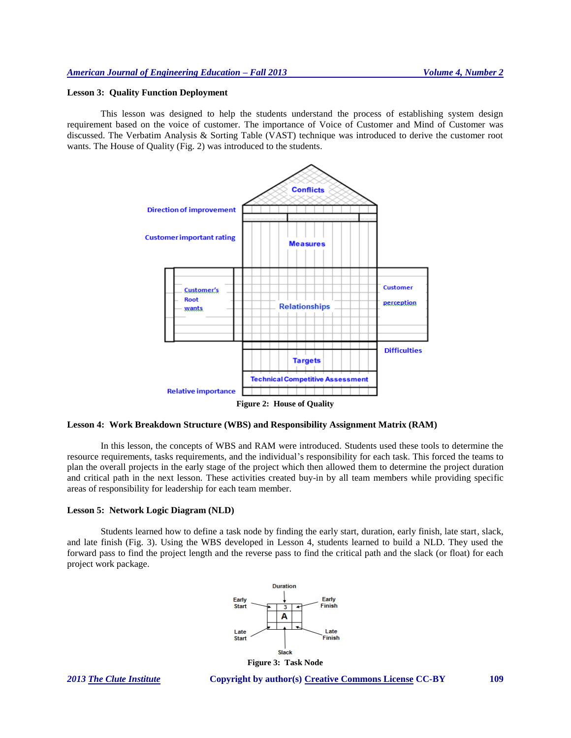### Lesson 3: Quality Function Deployment

This lesson was designed to help the students understand the process of establishing system design requirement based on the voice of customer. The importance of Voice of Customer and Mind of Customer was discussed. The Verbatim Analysis & Sorting Table (VAST) technique was introduced to derive the customer root wants. The House of Quality (Fig. 2) was introduced to the students.

**Figure 2: House of Quality**

### Lesson 4: Work Breakdown Structure (WBS) and Responsibility Assignment Matrix (RAM)

In this lesson, the concepts of WBS and RAM were introduced. Students used these tools to determine the resource requirements, tasks requirements, and the individual's responsibility for each task. This forced the teams to plan the overall projects in the early stage of the project which then allowed them to determine the project duration and critical path in the next lesson. These activities created buy-in by all team members while providing specific areas of responsibility for leadership for each team member.

### Lesson 5: Network Logic Diagram (NLD)

Students learned how to define a task node by finding the early start, duration, early finish, late start, slack, and late finish (Fig. 3). Using the WBS developed in Lesson 4, students learned to build a NLD. They used the forward pass to find the project length and the reverse pass to find the critical path and the slack (or float) for each project work package.

**Figure 3: Task Node**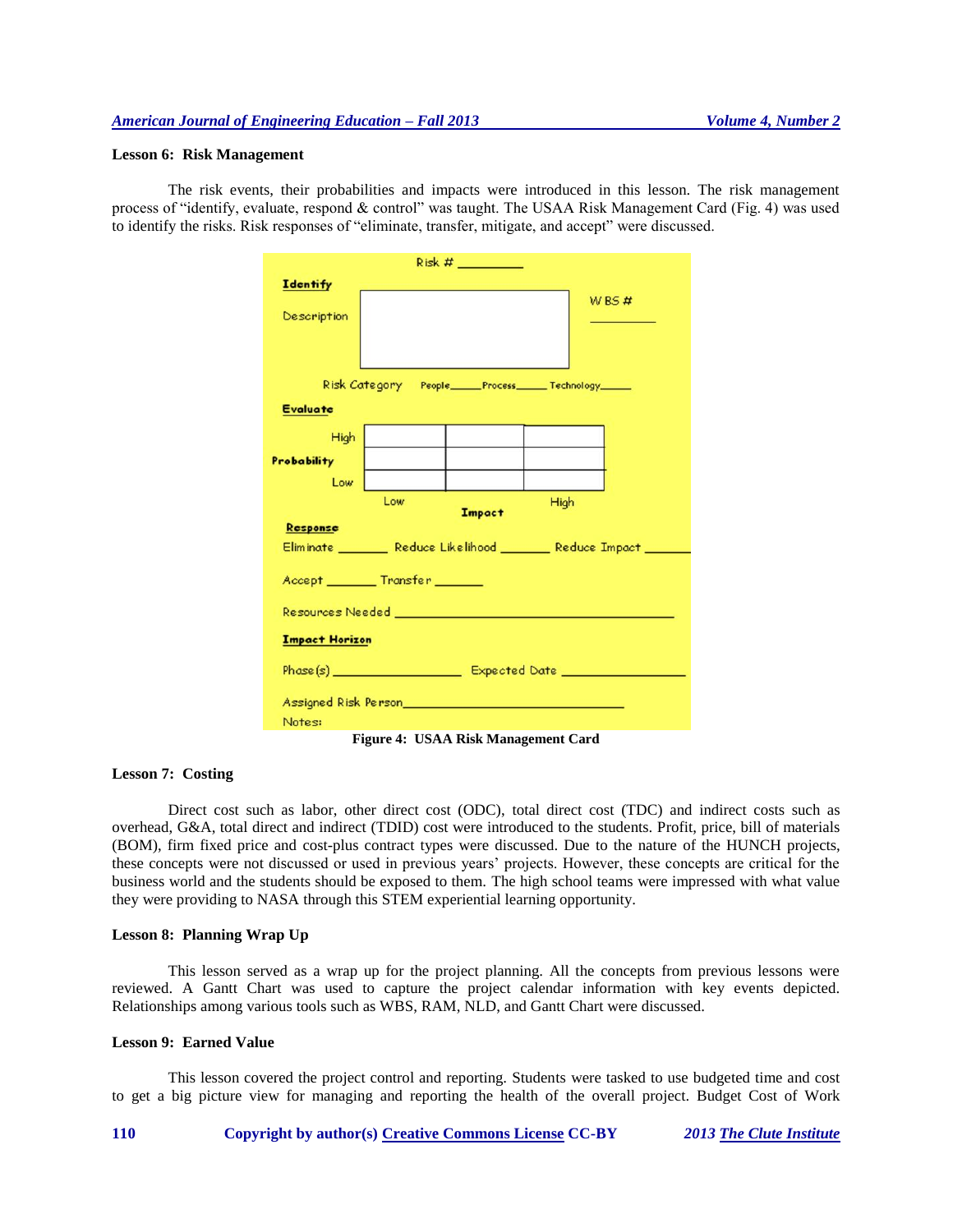**Lesson 6: Risk Management**

The risk events, their probabilities and impacts were introduced in this lesson. The risk management process of "identify, evaluate, respond & control" was taught. The USAA Risk Management Card (Fig. 4) was used to identify the risks. Risk responses of "eliminate, transfer, mitigate, and accept" were discussed.

Risk # ________

**Identify**

Description

WBS # ________

Risk Category People_____ Process_____ Technology_____

**Evaluate**

| Probability | Low Impact | | High Impact |
|---|---|---|---|
| High | | | |
| | | | |
| Low | | | |

**Response**

Eliminate _______ Reduce Likelihood _______ Reduce Impact _______

Accept _______ Transfer _______

Resources Needed ________________________________

**Impact Horizon**

Phase(s) ________________ Expected Date ________________

Assigned Risk Person________________________________

Notes:

**Figure 4: USAA Risk Management Card**

**Lesson 7: Costing**

Direct cost such as labor, other direct cost (ODC), total direct cost (TDC) and indirect costs such as overhead, G&A, total direct and indirect (TDID) cost were introduced to the students. Profit, price, bill of materials (BOM), firm fixed price and cost-plus contract types were discussed. Due to the nature of the HUNCH projects, these concepts were not discussed or used in previous years' projects. However, these concepts are critical for the business world and the students should be exposed to them. The high school teams were impressed with what value they were providing to NASA through this STEM experiential learning opportunity.

**Lesson 8: Planning Wrap Up**

This lesson served as a wrap up for the project planning. All the concepts from previous lessons were reviewed. A Gantt Chart was used to capture the project calendar information with key events depicted. Relationships among various tools such as WBS, RAM, NLD, and Gantt Chart were discussed.

**Lesson 9: Earned Value**

This lesson covered the project control and reporting. Students were tasked to use budgeted time and cost to get a big picture view for managing and reporting the health of the overall project. Budget Cost of Work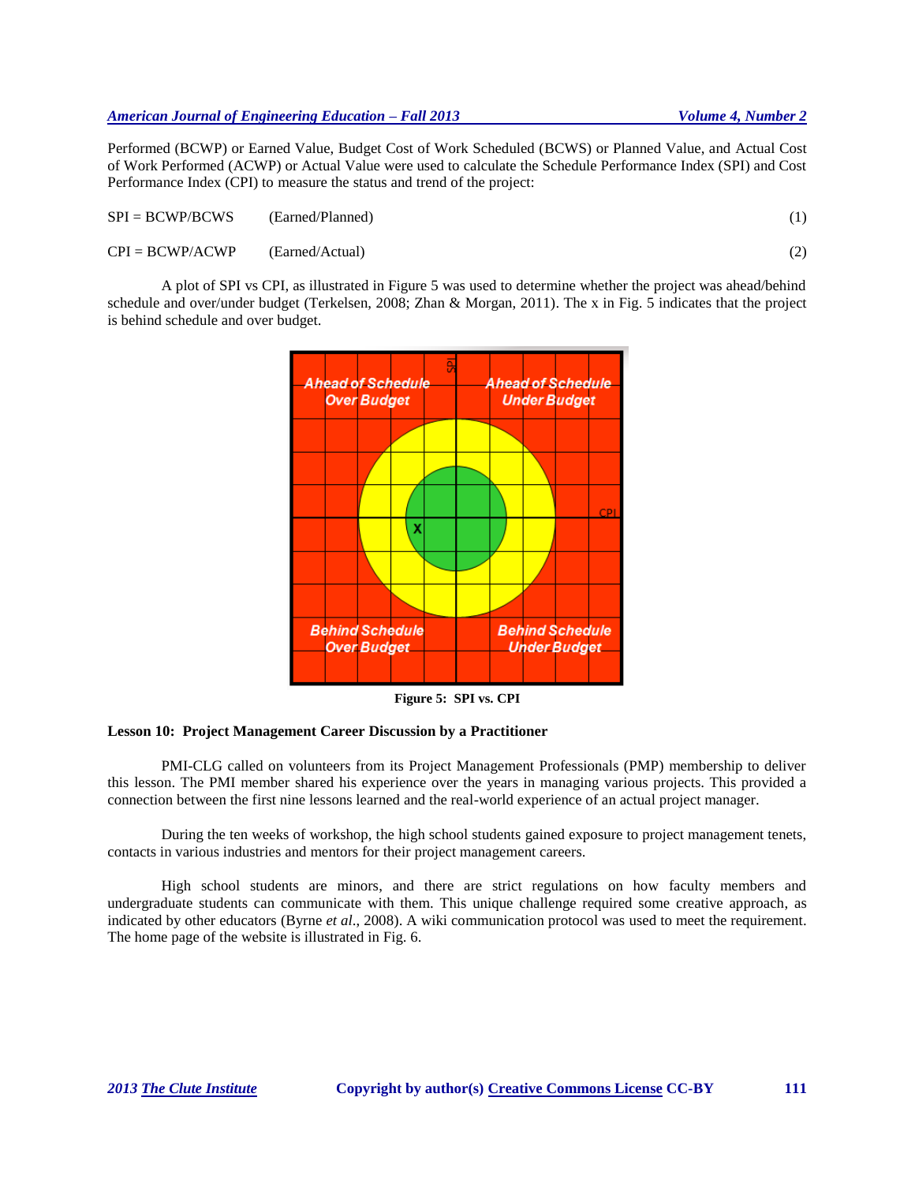Performed (BCWP) or Earned Value, Budget Cost of Work Scheduled (BCWS) or Planned Value, and Actual Cost of Work Performed (ACWP) or Actual Value were used to calculate the Schedule Performance Index (SPI) and Cost Performance Index (CPI) to measure the status and trend of the project:

$$SPI = BCWP/BCWS \quad \text{(Earned/Planned)} \tag{1}$$

$$CPI = BCWP/ACWP \quad \text{(Earned/Actual)} \tag{2}$$

A plot of SPI vs CPI, as illustrated in Figure 5 was used to determine whether the project was ahead/behind schedule and over/under budget (Terkelsen, 2008; Zhan & Morgan, 2011). The x in Fig. 5 indicates that the project is behind schedule and over budget.

**Figure 5: SPI vs. CPI**

**Lesson 10: Project Management Career Discussion by a Practitioner**

PMI-CLG called on volunteers from its Project Management Professionals (PMP) membership to deliver this lesson. The PMI member shared his experience over the years in managing various projects. This provided a connection between the first nine lessons learned and the real-world experience of an actual project manager.

During the ten weeks of workshop, the high school students gained exposure to project management tenets, contacts in various industries and mentors for their project management careers.

High school students are minors, and there are strict regulations on how faculty members and undergraduate students can communicate with them. This unique challenge required some creative approach, as indicated by other educators (Byrne *et al*., 2008). A wiki communication protocol was used to meet the requirement. The home page of the website is illustrated in Fig. 6.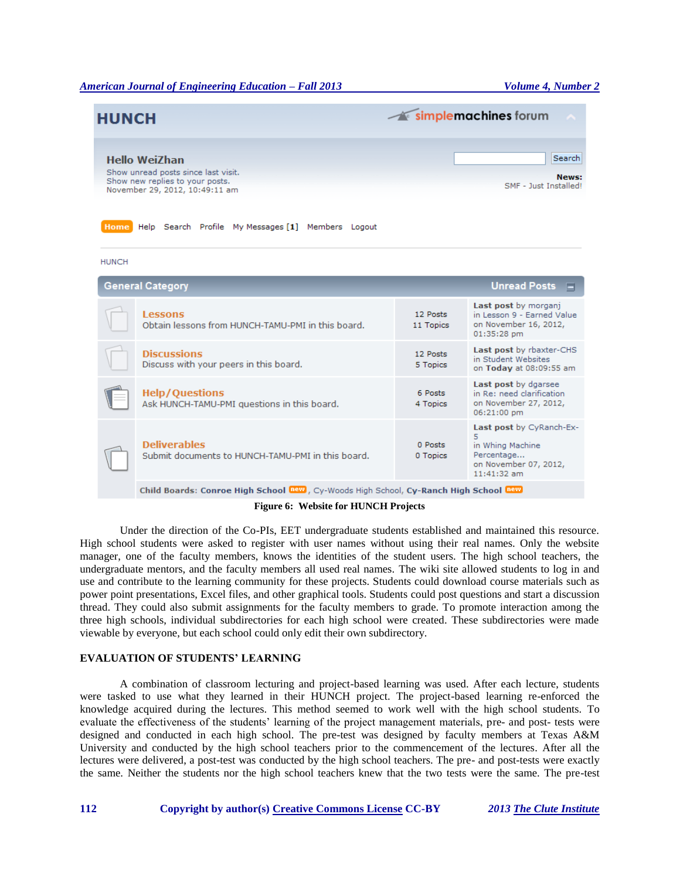Figure 6: Website for HUNCH Projects

Under the direction of the Co-PIs, EET undergraduate students established and maintained this resource. High school students were asked to register with user names without using their real names. Only the website manager, one of the faculty members, knows the identities of the student users. The high school teachers, the undergraduate mentors, and the faculty members all used real names. The wiki site allowed students to log in and use and contribute to the learning community for these projects. Students could download course materials such as power point presentations, Excel files, and other graphical tools. Students could post questions and start a discussion thread. They could also submit assignments for the faculty members to grade. To promote interaction among the three high schools, individual subdirectories for each high school were created. These subdirectories were made viewable by everyone, but each school could only edit their own subdirectory.

## EVALUATION OF STUDENTS' LEARNING

A combination of classroom lecturing and project-based learning was used. After each lecture, students were tasked to use what they learned in their HUNCH project. The project-based learning re-enforced the knowledge acquired during the lectures. This method seemed to work well with the high school students. To evaluate the effectiveness of the students' learning of the project management materials, pre- and post- tests were designed and conducted in each high school. The pre-test was designed by faculty members at Texas A&M University and conducted by the high school teachers prior to the commencement of the lectures. After all the lectures were delivered, a post-test was conducted by the high school teachers. The pre- and post-tests were exactly the same. Neither the students nor the high school teachers knew that the two tests were the same. The pre-test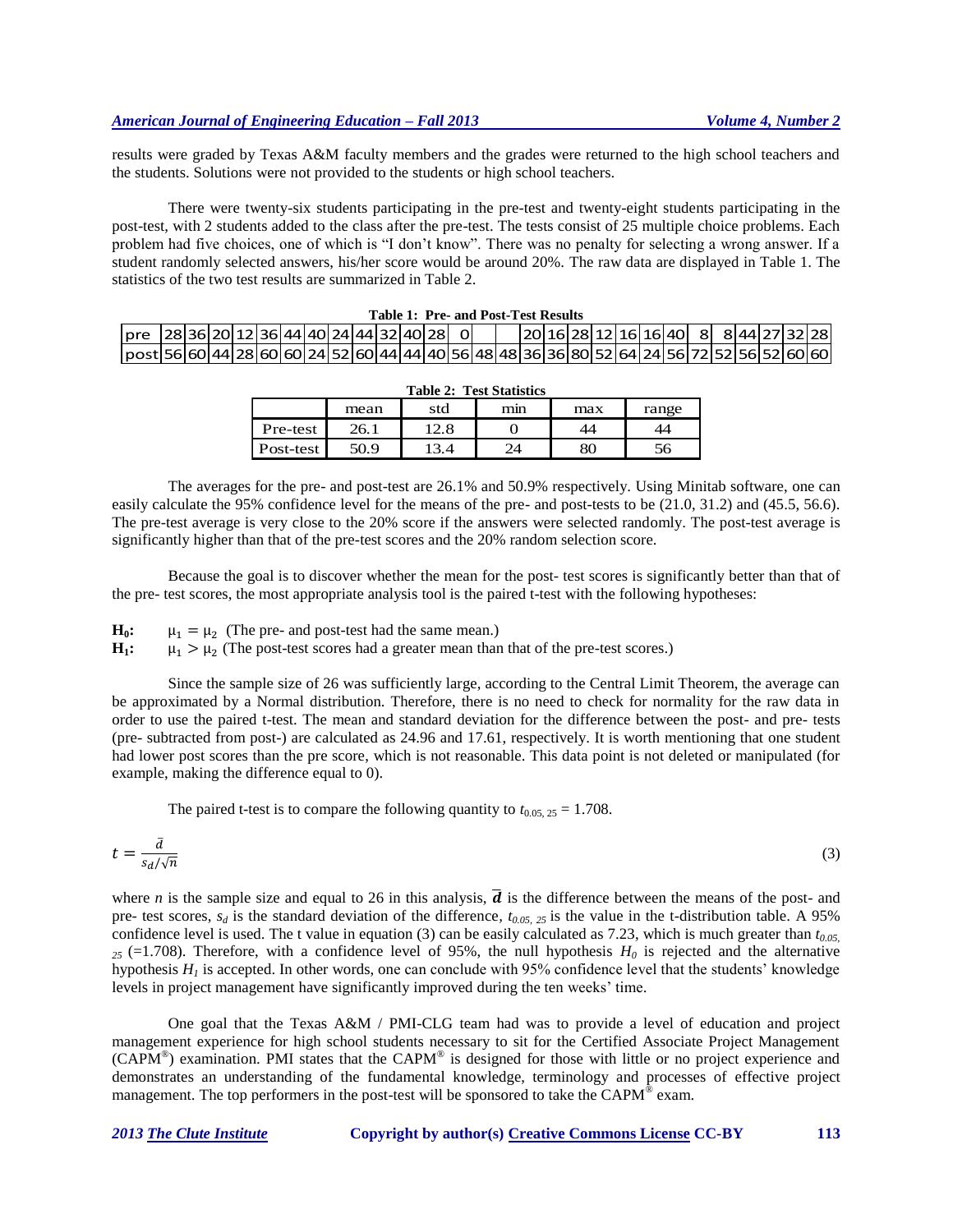results were graded by Texas A&M faculty members and the grades were returned to the high school teachers and the students. Solutions were not provided to the students or high school teachers.

There were twenty-six students participating in the pre-test and twenty-eight students participating in the post-test, with 2 students added to the class after the pre-test. The tests consist of 25 multiple choice problems. Each problem had five choices, one of which is "I don't know". There was no penalty for selecting a wrong answer. If a student randomly selected answers, his/her score would be around 20%. The raw data are displayed in Table 1. The statistics of the two test results are summarized in Table 2.

**Table 1: Pre- and Post-Test Results**

| pre | 28 | 36 | 20 | 12 | 36 | 44 | 40 | 24 | 44 | 32 | 40 | 28 | 0 | | | 20 | 16 | 28 | 12 | 16 | 16 | 40 | 8 | 8 | 44 | 27 | 32 | 28 |
|---|---|---|---|---|---|---|---|---|---|---|---|---|---|---|---|---|---|---|---|---|---|---|---|---|---|---|---|---|
| post | 56 | 60 | 44 | 28 | 60 | 60 | 24 | 52 | 60 | 44 | 44 | 40 | 56 | 48 | 48 | 36 | 36 | 80 | 52 | 64 | 24 | 56 | 72 | 52 | 56 | 52 | 60 | 60 |

**Table 2: Test Statistics**

| | mean | std | min | max | range |
|---|---|---|---|---|---|
| Pre-test | 26.1 | 12.8 | 0 | 44 | 44 |
| Post-test | 50.9 | 13.4 | 24 | 80 | 56 |

The averages for the pre- and post-test are 26.1% and 50.9% respectively. Using Minitab software, one can easily calculate the 95% confidence level for the means of the pre- and post-tests to be (21.0, 31.2) and (45.5, 56.6). The pre-test average is very close to the 20% score if the answers were selected randomly. The post-test average is significantly higher than that of the pre-test scores and the 20% random selection score.

Because the goal is to discover whether the mean for the post- test scores is significantly better than that of the pre- test scores, the most appropriate analysis tool is the paired t-test with the following hypotheses:

**$H_0$:** $\mu_1 = \mu_2$ (The pre- and post-test had the same mean.)
**$H_1$:** $\mu_1 > \mu_2$ (The post-test scores had a greater mean than that of the pre-test scores.)

Since the sample size of 26 was sufficiently large, according to the Central Limit Theorem, the average can be approximated by a Normal distribution. Therefore, there is no need to check for normality for the raw data in order to use the paired t-test. The mean and standard deviation for the difference between the post- and pre- tests (pre- subtracted from post-) are calculated as 24.96 and 17.61, respectively. It is worth mentioning that one student had lower post scores than the pre score, which is not reasonable. This data point is not deleted or manipulated (for example, making the difference equal to 0).

The paired t-test is to compare the following quantity to $t_{0.05,\,25} = 1.708$.

$$t = \frac{\bar{d}}{s_d/\sqrt{n}} \tag{3}$$

where $n$ is the sample size and equal to 26 in this analysis, $\bar{d}$ is the difference between the means of the post- and pre- test scores, $s_d$ is the standard deviation of the difference, $t_{0.05,\,25}$ is the value in the t-distribution table. A 95% confidence level is used. The t value in equation (3) can be easily calculated as 7.23, which is much greater than $t_{0.05,\,25}$ (=1.708). Therefore, with a confidence level of 95%, the null hypothesis $H_0$ is rejected and the alternative hypothesis $H_1$ is accepted. In other words, one can conclude with 95% confidence level that the students' knowledge levels in project management have significantly improved during the ten weeks' time.

One goal that the Texas A&M / PMI-CLG team had was to provide a level of education and project management experience for high school students necessary to sit for the Certified Associate Project Management (CAPM®) examination. PMI states that the CAPM® is designed for those with little or no project experience and demonstrates an understanding of the fundamental knowledge, terminology and processes of effective project management. The top performers in the post-test will be sponsored to take the CAPM® exam.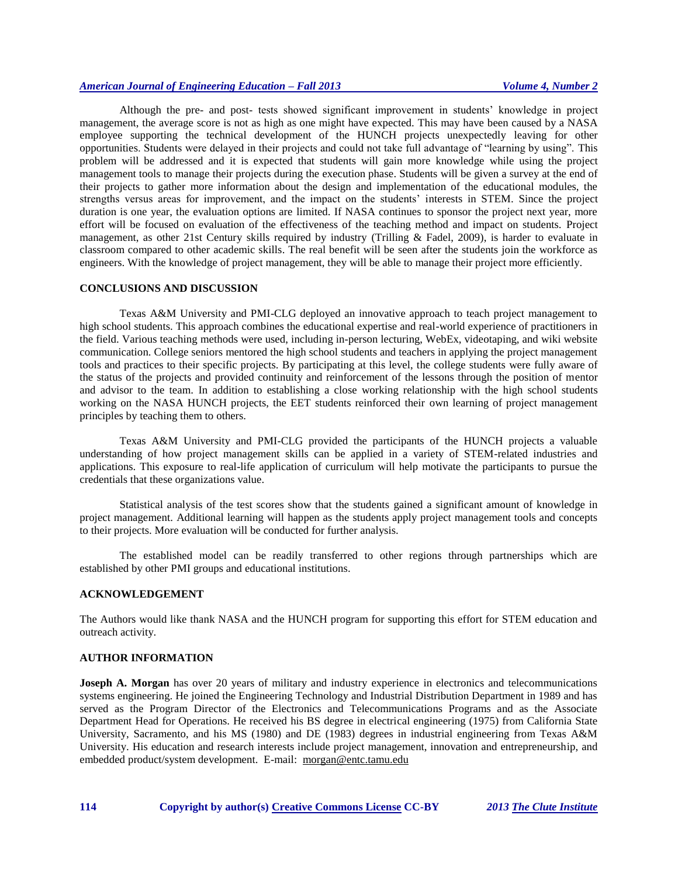Although the pre- and post- tests showed significant improvement in students' knowledge in project management, the average score is not as high as one might have expected. This may have been caused by a NASA employee supporting the technical development of the HUNCH projects unexpectedly leaving for other opportunities. Students were delayed in their projects and could not take full advantage of "learning by using". This problem will be addressed and it is expected that students will gain more knowledge while using the project management tools to manage their projects during the execution phase. Students will be given a survey at the end of their projects to gather more information about the design and implementation of the educational modules, the strengths versus areas for improvement, and the impact on the students' interests in STEM. Since the project duration is one year, the evaluation options are limited. If NASA continues to sponsor the project next year, more effort will be focused on evaluation of the effectiveness of the teaching method and impact on students. Project management, as other 21st Century skills required by industry (Trilling & Fadel, 2009), is harder to evaluate in classroom compared to other academic skills. The real benefit will be seen after the students join the workforce as engineers. With the knowledge of project management, they will be able to manage their project more efficiently.

## CONCLUSIONS AND DISCUSSION

Texas A&M University and PMI-CLG deployed an innovative approach to teach project management to high school students. This approach combines the educational expertise and real-world experience of practitioners in the field. Various teaching methods were used, including in-person lecturing, WebEx, videotaping, and wiki website communication. College seniors mentored the high school students and teachers in applying the project management tools and practices to their specific projects. By participating at this level, the college students were fully aware of the status of the projects and provided continuity and reinforcement of the lessons through the position of mentor and advisor to the team. In addition to establishing a close working relationship with the high school students working on the NASA HUNCH projects, the EET students reinforced their own learning of project management principles by teaching them to others.

Texas A&M University and PMI-CLG provided the participants of the HUNCH projects a valuable understanding of how project management skills can be applied in a variety of STEM-related industries and applications. This exposure to real-life application of curriculum will help motivate the participants to pursue the credentials that these organizations value.

Statistical analysis of the test scores show that the students gained a significant amount of knowledge in project management. Additional learning will happen as the students apply project management tools and concepts to their projects. More evaluation will be conducted for further analysis.

The established model can be readily transferred to other regions through partnerships which are established by other PMI groups and educational institutions.

## ACKNOWLEDGEMENT

The Authors would like thank NASA and the HUNCH program for supporting this effort for STEM education and outreach activity.

## AUTHOR INFORMATION

**Joseph A. Morgan** has over 20 years of military and industry experience in electronics and telecommunications systems engineering. He joined the Engineering Technology and Industrial Distribution Department in 1989 and has served as the Program Director of the Electronics and Telecommunications Programs and as the Associate Department Head for Operations. He received his BS degree in electrical engineering (1975) from California State University, Sacramento, and his MS (1980) and DE (1983) degrees in industrial engineering from Texas A&M University. His education and research interests include project management, innovation and entrepreneurship, and embedded product/system development. E-mail: morgan@entc.tamu.edu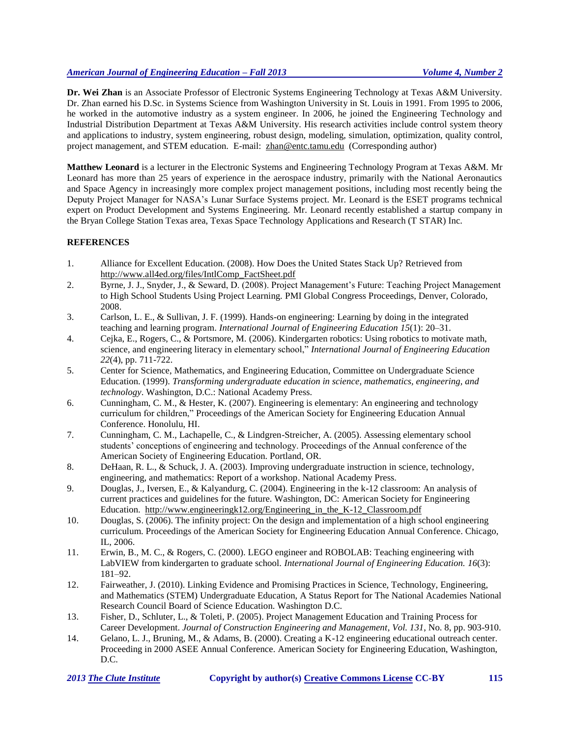**Dr. Wei Zhan** is an Associate Professor of Electronic Systems Engineering Technology at Texas A&M University. Dr. Zhan earned his D.Sc. in Systems Science from Washington University in St. Louis in 1991. From 1995 to 2006, he worked in the automotive industry as a system engineer. In 2006, he joined the Engineering Technology and Industrial Distribution Department at Texas A&M University. His research activities include control system theory and applications to industry, system engineering, robust design, modeling, simulation, optimization, quality control, project management, and STEM education. E-mail: zhan@entc.tamu.edu (Corresponding author)

**Matthew Leonard** is a lecturer in the Electronic Systems and Engineering Technology Program at Texas A&M. Mr Leonard has more than 25 years of experience in the aerospace industry, primarily with the National Aeronautics and Space Agency in increasingly more complex project management positions, including most recently being the Deputy Project Manager for NASA's Lunar Surface Systems project. Mr. Leonard is the ESET programs technical expert on Product Development and Systems Engineering. Mr. Leonard recently established a startup company in the Bryan College Station Texas area, Texas Space Technology Applications and Research (T STAR) Inc.

## REFERENCES

1. Alliance for Excellent Education. (2008). How Does the United States Stack Up? Retrieved from http://www.all4ed.org/files/IntlComp_FactSheet.pdf
2. Byrne, J. J., Snyder, J., & Seward, D. (2008). Project Management's Future: Teaching Project Management to High School Students Using Project Learning. PMI Global Congress Proceedings, Denver, Colorado, 2008.
3. Carlson, L. E., & Sullivan, J. F. (1999). Hands-on engineering: Learning by doing in the integrated teaching and learning program. *International Journal of Engineering Education 15*(1): 20–31.
4. Cejka, E., Rogers, C., & Portsmore, M. (2006). Kindergarten robotics: Using robotics to motivate math, science, and engineering literacy in elementary school," *International Journal of Engineering Education 22*(4), pp. 711-722.
5. Center for Science, Mathematics, and Engineering Education, Committee on Undergraduate Science Education. (1999). *Transforming undergraduate education in science, mathematics, engineering, and technology*. Washington, D.C.: National Academy Press.
6. Cunningham, C. M., & Hester, K. (2007). Engineering is elementary: An engineering and technology curriculum for children," Proceedings of the American Society for Engineering Education Annual Conference. Honolulu, HI.
7. Cunningham, C. M., Lachapelle, C., & Lindgren-Streicher, A. (2005). Assessing elementary school students' conceptions of engineering and technology. Proceedings of the Annual conference of the American Society of Engineering Education. Portland, OR.
8. DeHaan, R. L., & Schuck, J. A. (2003). Improving undergraduate instruction in science, technology, engineering, and mathematics: Report of a workshop. National Academy Press.
9. Douglas, J., Iversen, E., & Kalyandurg, C. (2004). Engineering in the k-12 classroom: An analysis of current practices and guidelines for the future. Washington, DC: American Society for Engineering Education. http://www.engineeringk12.org/Engineering_in_the_K-12_Classroom.pdf
10. Douglas, S. (2006). The infinity project: On the design and implementation of a high school engineering curriculum. Proceedings of the American Society for Engineering Education Annual Conference. Chicago, IL, 2006.
11. Erwin, B., M. C., & Rogers, C. (2000). LEGO engineer and ROBOLAB: Teaching engineering with LabVIEW from kindergarten to graduate school. *International Journal of Engineering Education. 16*(3): 181–92.
12. Fairweather, J. (2010). Linking Evidence and Promising Practices in Science, Technology, Engineering, and Mathematics (STEM) Undergraduate Education, A Status Report for The National Academies National Research Council Board of Science Education. Washington D.C.
13. Fisher, D., Schluter, L., & Toleti, P. (2005). Project Management Education and Training Process for Career Development. *Journal of Construction Engineering and Management*, *Vol. 131*, No. 8, pp. 903-910.
14. Gelano, L. J., Bruning, M., & Adams, B. (2000). Creating a K-12 engineering educational outreach center. Proceeding in 2000 ASEE Annual Conference. American Society for Engineering Education, Washington, D.C.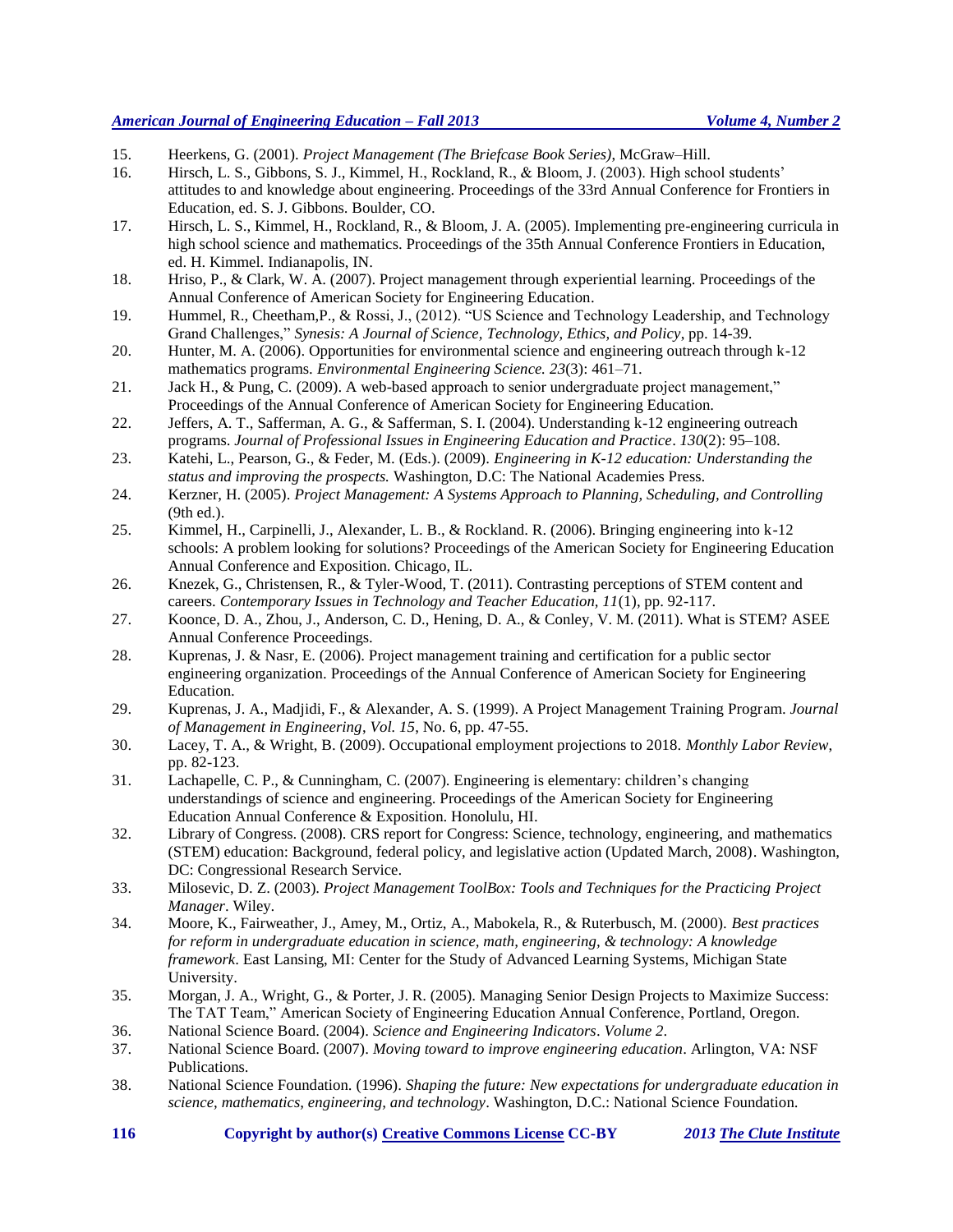15. Heerkens, G. (2001). *Project Management (The Briefcase Book Series)*, McGraw–Hill.
16. Hirsch, L. S., Gibbons, S. J., Kimmel, H., Rockland, R., & Bloom, J. (2003). High school students' attitudes to and knowledge about engineering. Proceedings of the 33rd Annual Conference for Frontiers in Education, ed. S. J. Gibbons. Boulder, CO.
17. Hirsch, L. S., Kimmel, H., Rockland, R., & Bloom, J. A. (2005). Implementing pre-engineering curricula in high school science and mathematics. Proceedings of the 35th Annual Conference Frontiers in Education, ed. H. Kimmel. Indianapolis, IN.
18. Hriso, P., & Clark, W. A. (2007). Project management through experiential learning. Proceedings of the Annual Conference of American Society for Engineering Education.
19. Hummel, R., Cheetham,P., & Rossi, J., (2012). "US Science and Technology Leadership, and Technology Grand Challenges," *Synesis: A Journal of Science, Technology, Ethics, and Policy*, pp. 14-39.
20. Hunter, M. A. (2006). Opportunities for environmental science and engineering outreach through k-12 mathematics programs. *Environmental Engineering Science. 23*(3): 461–71.
21. Jack H., & Pung, C. (2009). A web-based approach to senior undergraduate project management," Proceedings of the Annual Conference of American Society for Engineering Education.
22. Jeffers, A. T., Safferman, A. G., & Safferman, S. I. (2004). Understanding k-12 engineering outreach programs. *Journal of Professional Issues in Engineering Education and Practice*. *130*(2): 95–108.
23. Katehi, L., Pearson, G., & Feder, M. (Eds.). (2009). *Engineering in K-12 education: Understanding the status and improving the prospects.* Washington, D.C: The National Academies Press.
24. Kerzner, H. (2005). *Project Management: A Systems Approach to Planning, Scheduling, and Controlling* (9th ed.).
25. Kimmel, H., Carpinelli, J., Alexander, L. B., & Rockland. R. (2006). Bringing engineering into k-12 schools: A problem looking for solutions? Proceedings of the American Society for Engineering Education Annual Conference and Exposition. Chicago, IL.
26. Knezek, G., Christensen, R., & Tyler-Wood, T. (2011). Contrasting perceptions of STEM content and careers. *Contemporary Issues in Technology and Teacher Education, 11*(1), pp. 92-117.
27. Koonce, D. A., Zhou, J., Anderson, C. D., Hening, D. A., & Conley, V. M. (2011). What is STEM? ASEE Annual Conference Proceedings.
28. Kuprenas, J. & Nasr, E. (2006). Project management training and certification for a public sector engineering organization. Proceedings of the Annual Conference of American Society for Engineering Education.
29. Kuprenas, J. A., Madjidi, F., & Alexander, A. S. (1999). A Project Management Training Program. *Journal of Management in Engineering*, *Vol. 15*, No. 6, pp. 47-55.
30. Lacey, T. A., & Wright, B. (2009). Occupational employment projections to 2018. *Monthly Labor Review*, pp. 82-123.
31. Lachapelle, C. P., & Cunningham, C. (2007). Engineering is elementary: children's changing understandings of science and engineering. Proceedings of the American Society for Engineering Education Annual Conference & Exposition. Honolulu, HI.
32. Library of Congress. (2008). CRS report for Congress: Science, technology, engineering, and mathematics (STEM) education: Background, federal policy, and legislative action (Updated March, 2008). Washington, DC: Congressional Research Service.
33. Milosevic, D. Z. (2003). *Project Management ToolBox: Tools and Techniques for the Practicing Project Manager*. Wiley.
34. Moore, K., Fairweather, J., Amey, M., Ortiz, A., Mabokela, R., & Ruterbusch, M. (2000). *Best practices for reform in undergraduate education in science, math, engineering, & technology: A knowledge framework*. East Lansing, MI: Center for the Study of Advanced Learning Systems, Michigan State University.
35. Morgan, J. A., Wright, G., & Porter, J. R. (2005). Managing Senior Design Projects to Maximize Success: The TAT Team," American Society of Engineering Education Annual Conference, Portland, Oregon.
36. National Science Board. (2004). *Science and Engineering Indicators*. *Volume 2*.
37. National Science Board. (2007). *Moving toward to improve engineering education*. Arlington, VA: NSF Publications.
38. National Science Foundation. (1996). *Shaping the future: New expectations for undergraduate education in science, mathematics, engineering, and technology*. Washington, D.C.: National Science Foundation.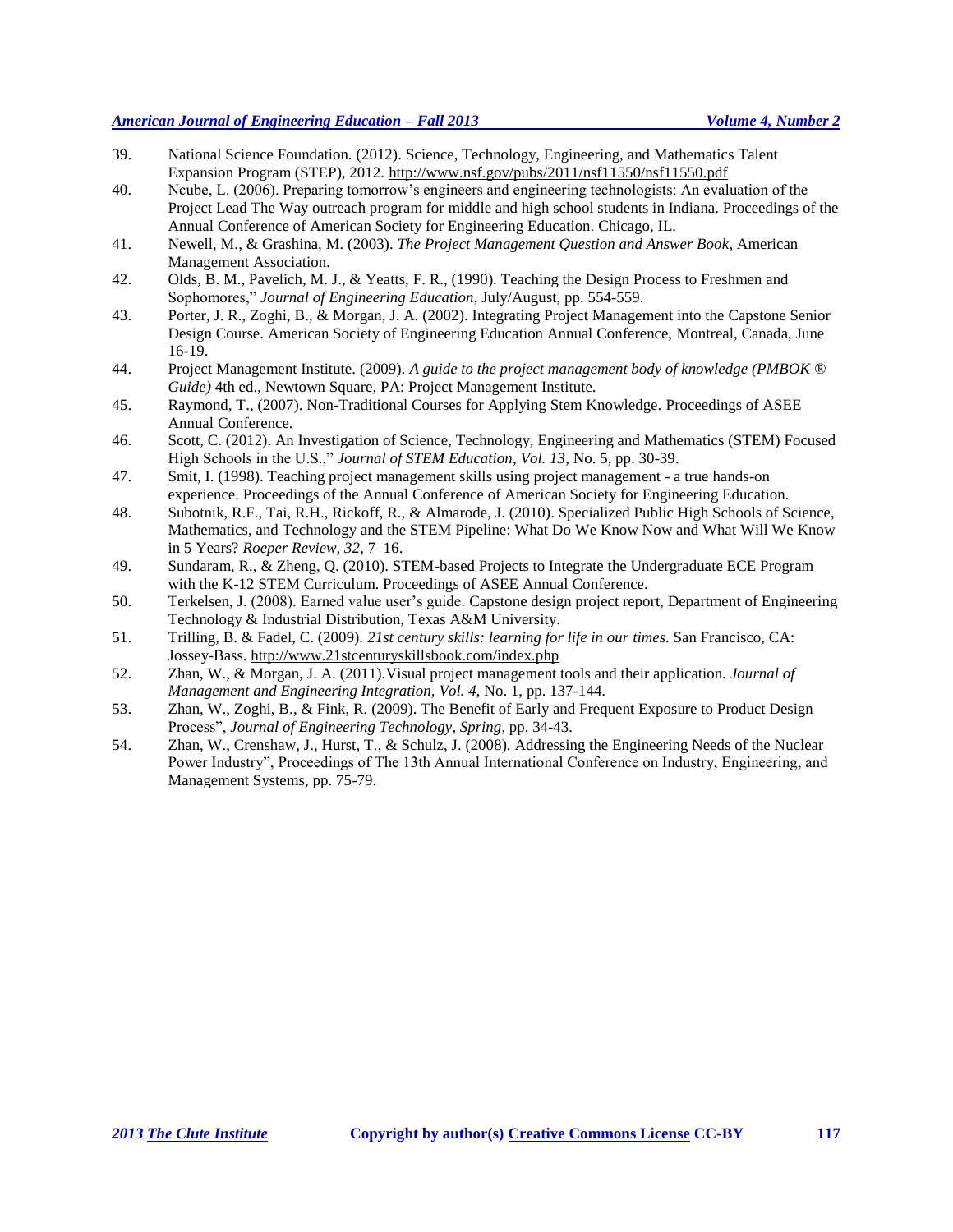39. National Science Foundation. (2012). Science, Technology, Engineering, and Mathematics Talent Expansion Program (STEP), 2012. http://www.nsf.gov/pubs/2011/nsf11550/nsf11550.pdf
40. Ncube, L. (2006). Preparing tomorrow's engineers and engineering technologists: An evaluation of the Project Lead The Way outreach program for middle and high school students in Indiana. Proceedings of the Annual Conference of American Society for Engineering Education. Chicago, IL.
41. Newell, M., & Grashina, M. (2003). *The Project Management Question and Answer Book*, American Management Association.
42. Olds, B. M., Pavelich, M. J., & Yeatts, F. R., (1990). Teaching the Design Process to Freshmen and Sophomores," *Journal of Engineering Education*, July/August, pp. 554-559.
43. Porter, J. R., Zoghi, B., & Morgan, J. A. (2002). Integrating Project Management into the Capstone Senior Design Course. American Society of Engineering Education Annual Conference, Montreal, Canada, June 16-19.
44. Project Management Institute. (2009). *A guide to the project management body of knowledge (PMBOK ® Guide)* 4th ed., Newtown Square, PA: Project Management Institute.
45. Raymond, T., (2007). Non-Traditional Courses for Applying Stem Knowledge. Proceedings of ASEE Annual Conference.
46. Scott, C. (2012). An Investigation of Science, Technology, Engineering and Mathematics (STEM) Focused High Schools in the U.S.," *Journal of STEM Education*, *Vol. 13*, No. 5, pp. 30-39.
47. Smit, I. (1998). Teaching project management skills using project management - a true hands-on experience. Proceedings of the Annual Conference of American Society for Engineering Education.
48. Subotnik, R.F., Tai, R.H., Rickoff, R., & Almarode, J. (2010). Specialized Public High Schools of Science, Mathematics, and Technology and the STEM Pipeline: What Do We Know Now and What Will We Know in 5 Years? *Roeper Review, 32*, 7–16.
49. Sundaram, R., & Zheng, Q. (2010). STEM-based Projects to Integrate the Undergraduate ECE Program with the K-12 STEM Curriculum. Proceedings of ASEE Annual Conference.
50. Terkelsen, J. (2008). Earned value user's guide. Capstone design project report, Department of Engineering Technology & Industrial Distribution, Texas A&M University.
51. Trilling, B. & Fadel, C. (2009). *21st century skills: learning for life in our times*. San Francisco, CA: Jossey-Bass. http://www.21stcenturyskillsbook.com/index.php
52. Zhan, W., & Morgan, J. A. (2011).Visual project management tools and their application. *Journal of Management and Engineering Integration, Vol. 4*, No. 1, pp. 137-144.
53. Zhan, W., Zoghi, B., & Fink, R. (2009). The Benefit of Early and Frequent Exposure to Product Design Process", *Journal of Engineering Technology*, *Spring*, pp. 34-43.
54. Zhan, W., Crenshaw, J., Hurst, T., & Schulz, J. (2008). Addressing the Engineering Needs of the Nuclear Power Industry", Proceedings of The 13th Annual International Conference on Industry, Engineering, and Management Systems, pp. 75-79.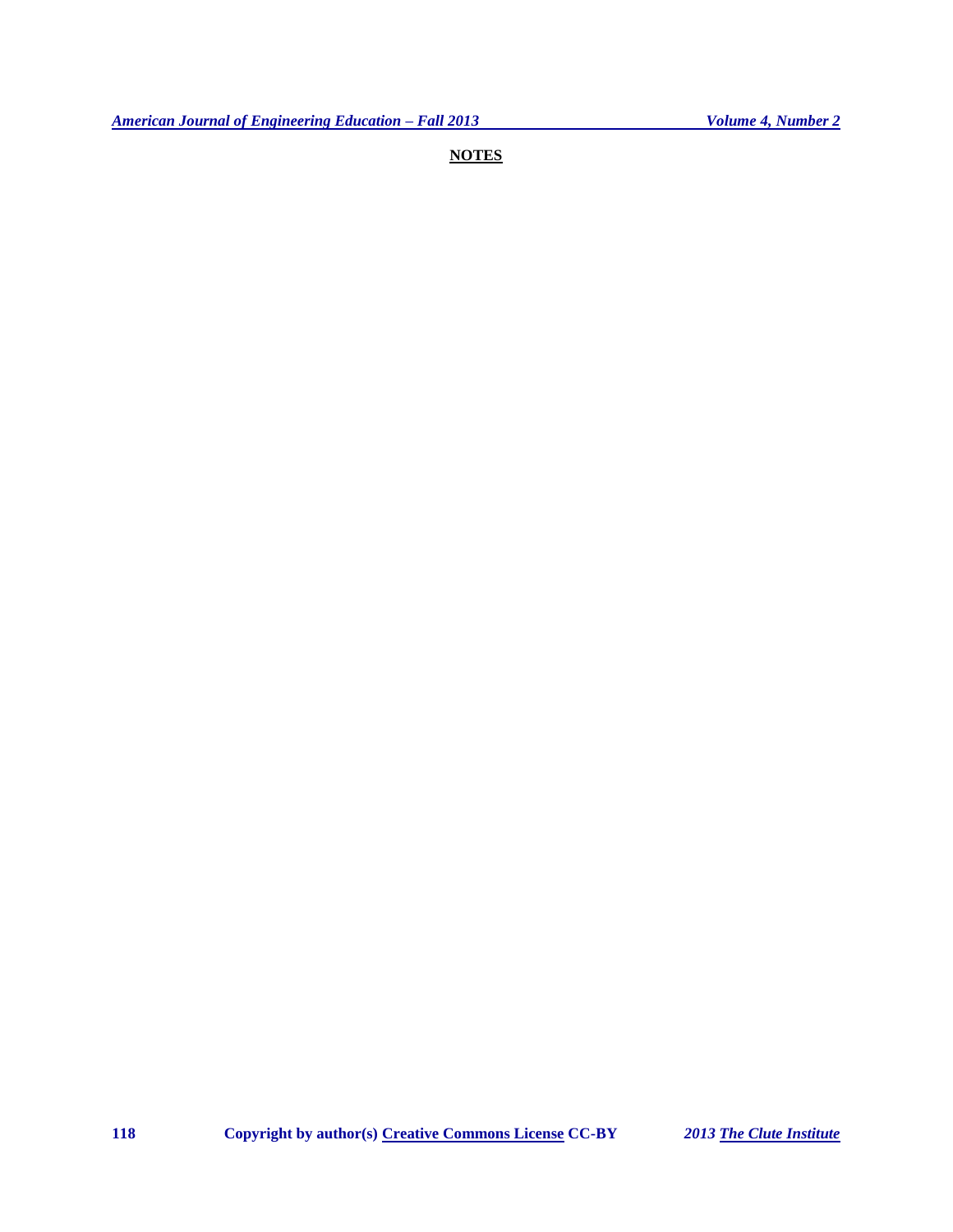**NOTES**